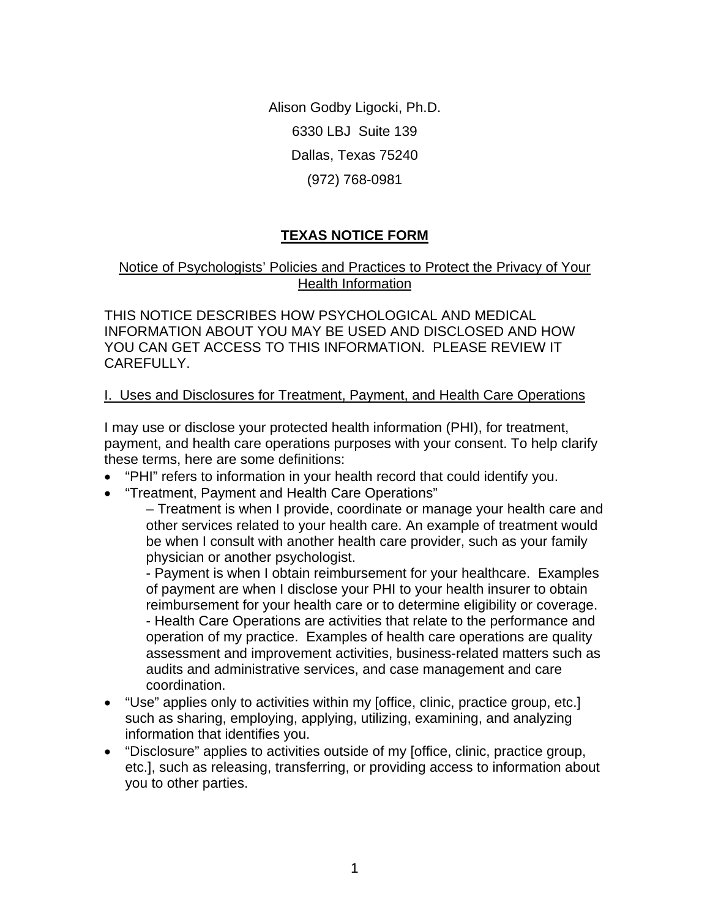Alison Godby Ligocki, Ph.D.

6330 LBJ  Suite 139

Dallas, Texas 75240

(972) 768-0981

# TEXAS NOTICE FORM

## Notice of Psychologists' Policies and Practices to Protect the Privacy of Your Health Information

THIS NOTICE DESCRIBES HOW PSYCHOLOGICAL AND MEDICAL INFORMATION ABOUT YOU MAY BE USED AND DISCLOSED AND HOW YOU CAN GET ACCESS TO THIS INFORMATION.  PLEASE REVIEW IT CAREFULLY.

### I.  Uses and Disclosures for Treatment, Payment, and Health Care Operations

I may use or disclose your protected health information (PHI), for treatment, payment, and health care operations purposes with your consent. To help clarify these terms, here are some definitions:

- "PHI" refers to information in your health record that could identify you.
- "Treatment, Payment and Health Care Operations"
  - – Treatment is when I provide, coordinate or manage your health care and other services related to your health care. An example of treatment would be when I consult with another health care provider, such as your family physician or another psychologist.
  - - Payment is when I obtain reimbursement for your healthcare.  Examples of payment are when I disclose your PHI to your health insurer to obtain reimbursement for your health care or to determine eligibility or coverage.
  - - Health Care Operations are activities that relate to the performance and operation of my practice.  Examples of health care operations are quality assessment and improvement activities, business-related matters such as audits and administrative services, and case management and care coordination.
- "Use" applies only to activities within my [office, clinic, practice group, etc.] such as sharing, employing, applying, utilizing, examining, and analyzing information that identifies you.
- "Disclosure" applies to activities outside of my [office, clinic, practice group, etc.], such as releasing, transferring, or providing access to information about you to other parties.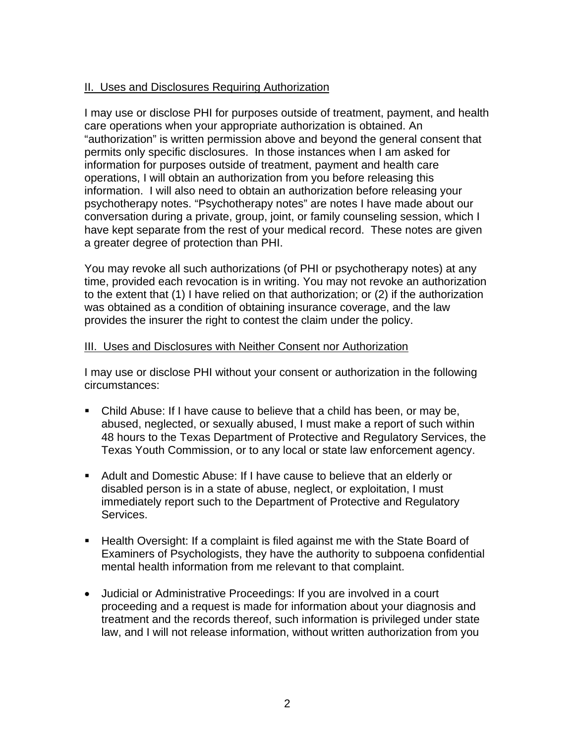## II. Uses and Disclosures Requiring Authorization

I may use or disclose PHI for purposes outside of treatment, payment, and health care operations when your appropriate authorization is obtained. An "authorization" is written permission above and beyond the general consent that permits only specific disclosures. In those instances when I am asked for information for purposes outside of treatment, payment and health care operations, I will obtain an authorization from you before releasing this information. I will also need to obtain an authorization before releasing your psychotherapy notes. "Psychotherapy notes" are notes I have made about our conversation during a private, group, joint, or family counseling session, which I have kept separate from the rest of your medical record. These notes are given a greater degree of protection than PHI.

You may revoke all such authorizations (of PHI or psychotherapy notes) at any time, provided each revocation is in writing. You may not revoke an authorization to the extent that (1) I have relied on that authorization; or (2) if the authorization was obtained as a condition of obtaining insurance coverage, and the law provides the insurer the right to contest the claim under the policy.

## III. Uses and Disclosures with Neither Consent nor Authorization

I may use or disclose PHI without your consent or authorization in the following circumstances:

- Child Abuse: If I have cause to believe that a child has been, or may be, abused, neglected, or sexually abused, I must make a report of such within 48 hours to the Texas Department of Protective and Regulatory Services, the Texas Youth Commission, or to any local or state law enforcement agency.

- Adult and Domestic Abuse: If I have cause to believe that an elderly or disabled person is in a state of abuse, neglect, or exploitation, I must immediately report such to the Department of Protective and Regulatory Services.

- Health Oversight: If a complaint is filed against me with the State Board of Examiners of Psychologists, they have the authority to subpoena confidential mental health information from me relevant to that complaint.

- Judicial or Administrative Proceedings: If you are involved in a court proceeding and a request is made for information about your diagnosis and treatment and the records thereof, such information is privileged under state law, and I will not release information, without written authorization from you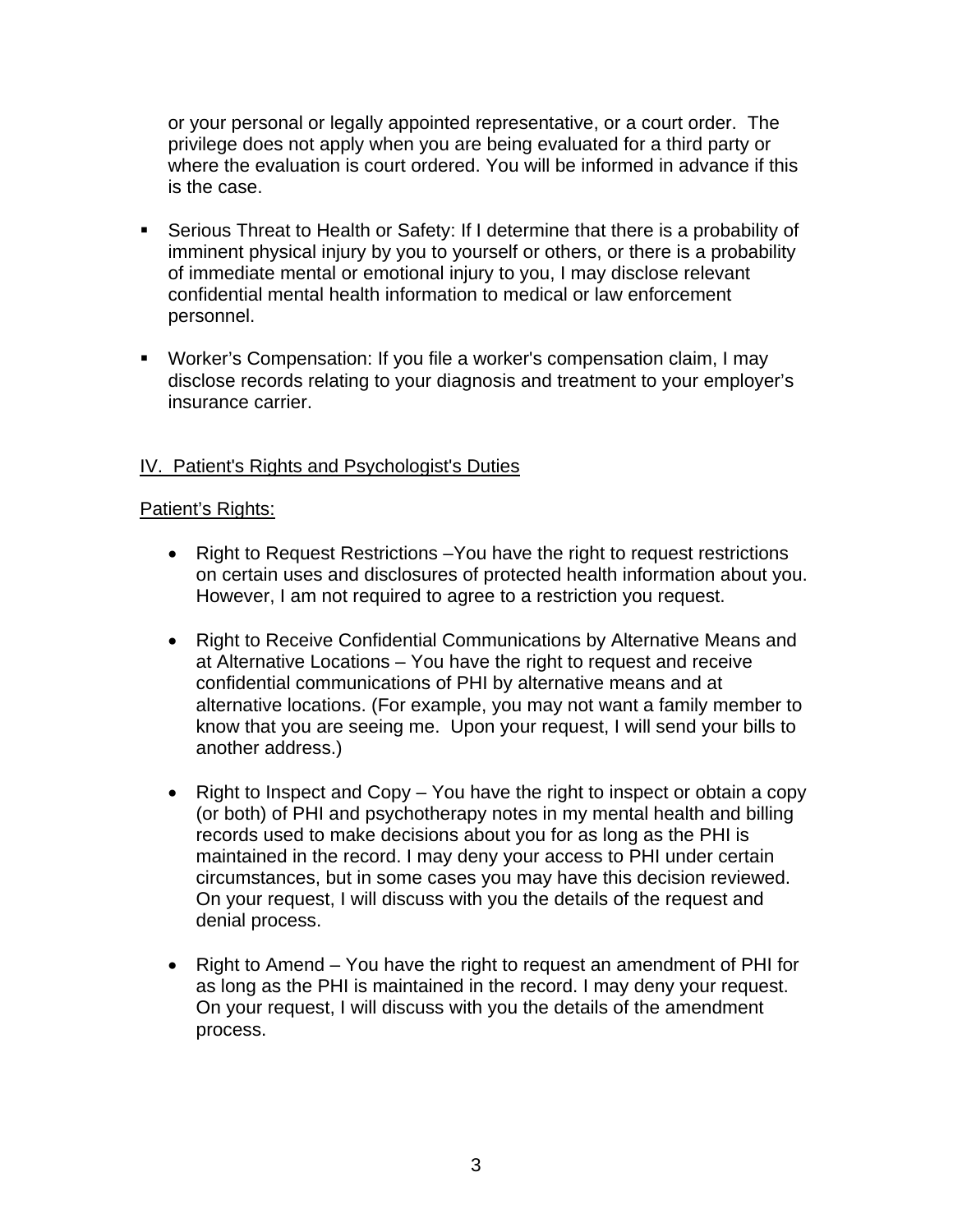or your personal or legally appointed representative, or a court order. The privilege does not apply when you are being evaluated for a third party or where the evaluation is court ordered. You will be informed in advance if this is the case.

- Serious Threat to Health or Safety: If I determine that there is a probability of imminent physical injury by you to yourself or others, or there is a probability of immediate mental or emotional injury to you, I may disclose relevant confidential mental health information to medical or law enforcement personnel.

- Worker's Compensation: If you file a worker's compensation claim, I may disclose records relating to your diagnosis and treatment to your employer's insurance carrier.

<u>IV. Patient's Rights and Psychologist's Duties</u>

<u>Patient's Rights:</u>

- Right to Request Restrictions –You have the right to request restrictions on certain uses and disclosures of protected health information about you. However, I am not required to agree to a restriction you request.

- Right to Receive Confidential Communications by Alternative Means and at Alternative Locations – You have the right to request and receive confidential communications of PHI by alternative means and at alternative locations. (For example, you may not want a family member to know that you are seeing me. Upon your request, I will send your bills to another address.)

- Right to Inspect and Copy – You have the right to inspect or obtain a copy (or both) of PHI and psychotherapy notes in my mental health and billing records used to make decisions about you for as long as the PHI is maintained in the record. I may deny your access to PHI under certain circumstances, but in some cases you may have this decision reviewed. On your request, I will discuss with you the details of the request and denial process.

- Right to Amend – You have the right to request an amendment of PHI for as long as the PHI is maintained in the record. I may deny your request. On your request, I will discuss with you the details of the amendment process.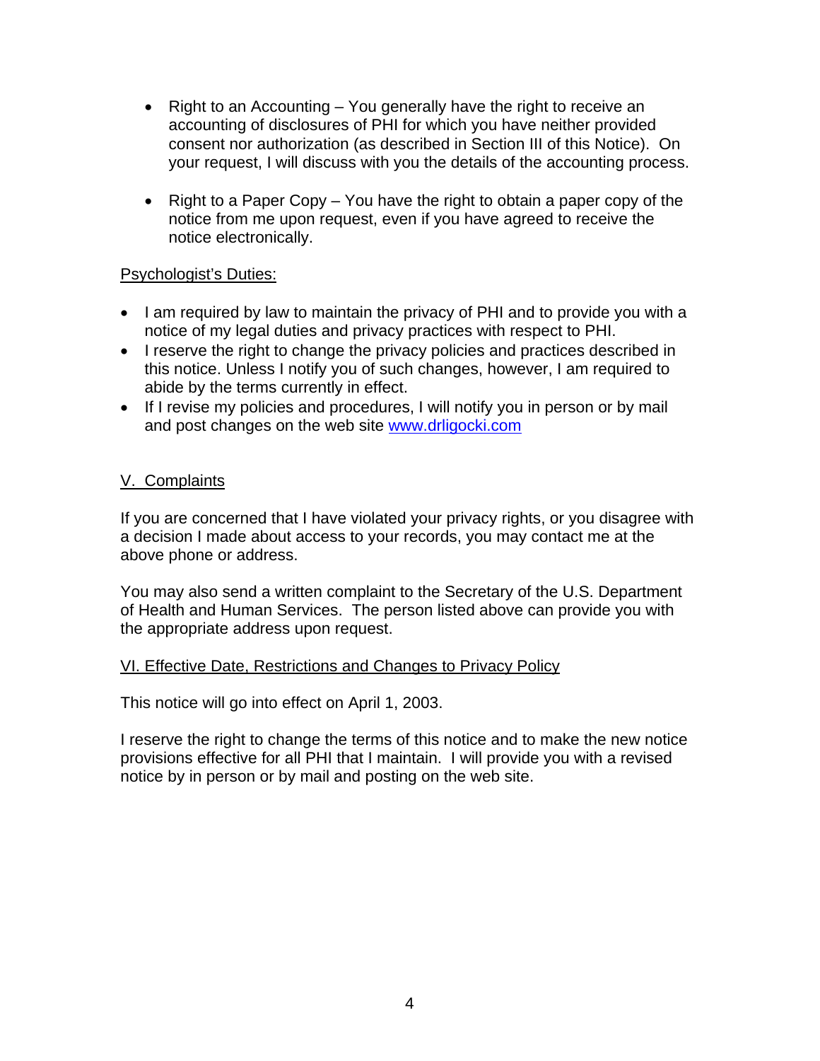- Right to an Accounting – You generally have the right to receive an accounting of disclosures of PHI for which you have neither provided consent nor authorization (as described in Section III of this Notice). On your request, I will discuss with you the details of the accounting process.

- Right to a Paper Copy – You have the right to obtain a paper copy of the notice from me upon request, even if you have agreed to receive the notice electronically.

Psychologist's Duties:

- I am required by law to maintain the privacy of PHI and to provide you with a notice of my legal duties and privacy practices with respect to PHI.
- I reserve the right to change the privacy policies and practices described in this notice. Unless I notify you of such changes, however, I am required to abide by the terms currently in effect.
- If I revise my policies and procedures, I will notify you in person or by mail and post changes on the web site [www.drligocki.com](http://www.drligocki.com)

## V. Complaints

If you are concerned that I have violated your privacy rights, or you disagree with a decision I made about access to your records, you may contact me at the above phone or address.

You may also send a written complaint to the Secretary of the U.S. Department of Health and Human Services. The person listed above can provide you with the appropriate address upon request.

## VI. Effective Date, Restrictions and Changes to Privacy Policy

This notice will go into effect on April 1, 2003.

I reserve the right to change the terms of this notice and to make the new notice provisions effective for all PHI that I maintain. I will provide you with a revised notice by in person or by mail and posting on the web site.